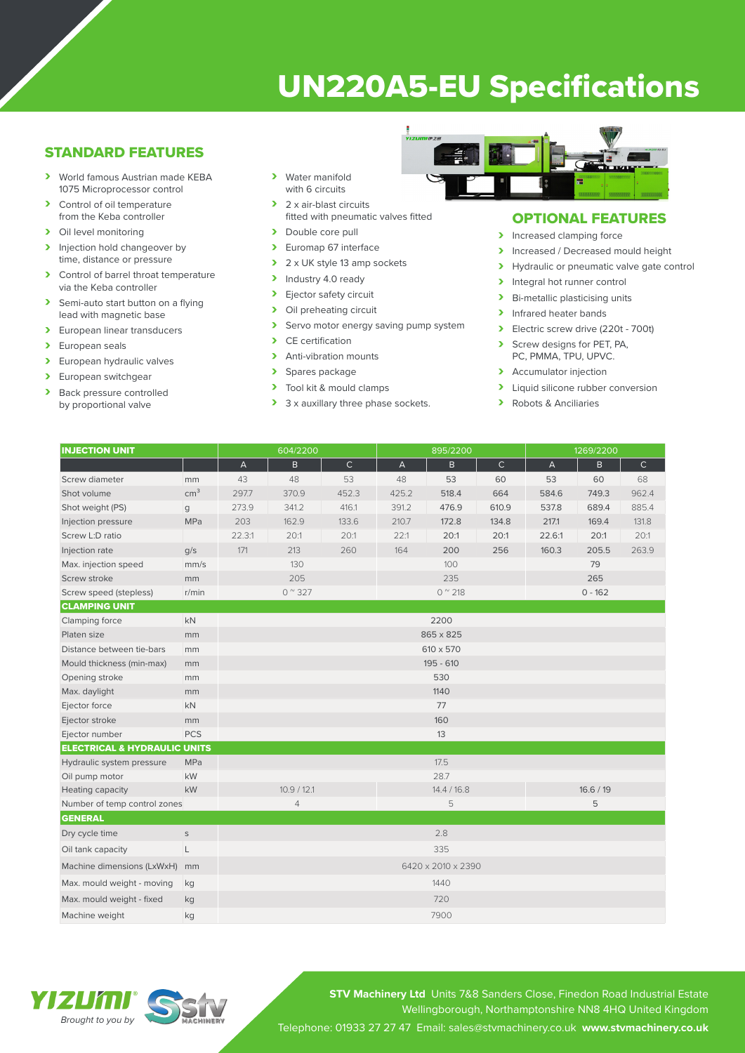# UN220A5-EU Specifications

## STANDARD FEATURES

- World famous Austrian made KEBA 1075 Microprocessor control
- Control of oil temperature from the Keba controller
- Oil level monitoring
- Injection hold changeover by time, distance or pressure
- Control of barrel throat temperature via the Keba controller
- Semi-auto start button on a flying lead with magnetic base
- European linear transducers
- European seals
- European hydraulic valves
- European switchgear
- Back pressure controlled by proportional valve
- Water manifold with 6 circuits
- 2 x air-blast circuits fitted with pneumatic valves fitted
- Double core pull
- Euromap 67 interface
- 2 x UK style 13 amp sockets
- Industry 4.0 ready
- Ejector safety circuit
- Oil preheating circuit
- Servo motor energy saving pump system
- CE certification
- Anti-vibration mounts
- Spares package
- Tool kit & mould clamps
- 3 x auxillary three phase sockets.

## OPTIONAL FEATURES

- Increased clamping force
- Increased / Decreased mould height
- Hydraulic or pneumatic valve gate control
- Integral hot runner control
- Bi-metallic plasticising units
- Infrared heater bands
- Electric screw drive (220t - 700t)
- Screw designs for PET, PA, PC, PMMA, TPU, UPVC.
- Accumulator injection
- Liquid silicone rubber conversion
- Robots & Anciliaries

| INJECTION UNIT | | 604/2200 | | | 895/2200 | | | 1269/2200 | | |
|---|---|---|---|---|---|---|---|---|---|---|
| | | A | B | C | A | B | C | A | B | C |
| Screw diameter | mm | 43 | 48 | 53 | 48 | 53 | 60 | 53 | 60 | 68 |
| Shot volume | cm³ | 297.7 | 370.9 | 452.3 | 425.2 | 518.4 | 664 | 584.6 | 749.3 | 962.4 |
| Shot weight (PS) | g | 273.9 | 341.2 | 416.1 | 391.2 | 476.9 | 610.9 | 537.8 | 689.4 | 885.4 |
| Injection pressure | MPa | 203 | 162.9 | 133.6 | 210.7 | 172.8 | 134.8 | 217.1 | 169.4 | 131.8 |
| Screw L:D ratio | | 22.3:1 | 20:1 | 20:1 | 22:1 | 20:1 | 20:1 | 22.6:1 | 20:1 | 20:1 |
| Injection rate | g/s | 171 | 213 | 260 | 164 | 200 | 256 | 160.3 | 205.5 | 263.9 |
| Max. injection speed | mm/s | 130 | | | 100 | | | 79 | | |
| Screw stroke | mm | 205 | | | 235 | | | 265 | | |
| Screw speed (stepless) | r/min | 0 ~ 327 | | | 0 ~ 218 | | | 0 - 162 | | |
| **CLAMPING UNIT** | | | | | | | | | | |
| Clamping force | kN | 2200 | | | | | | | | |
| Platen size | mm | 865 x 825 | | | | | | | | |
| Distance between tie-bars | mm | 610 x 570 | | | | | | | | |
| Mould thickness (min-max) | mm | 195 - 610 | | | | | | | | |
| Opening stroke | mm | 530 | | | | | | | | |
| Max. daylight | mm | 1140 | | | | | | | | |
| Ejector force | kN | 77 | | | | | | | | |
| Ejector stroke | mm | 160 | | | | | | | | |
| Ejector number | PCS | 13 | | | | | | | | |
| **ELECTRICAL & HYDRAULIC UNITS** | | | | | | | | | | |
| Hydraulic system pressure | MPa | 17.5 | | | | | | | | |
| Oil pump motor | kW | 28.7 | | | | | | | | |
| Heating capacity | kW | 10.9 / 12.1 | | | 14.4 / 16.8 | | | 16.6 / 19 | | |
| Number of temp control zones | | 4 | | | 5 | | | 5 | | |
| **GENERAL** | | | | | | | | | | |
| Dry cycle time | s | 2.8 | | | | | | | | |
| Oil tank capacity | L | 335 | | | | | | | | |
| Machine dimensions (LxWxH) | mm | 6420 x 2010 x 2390 | | | | | | | | |
| Max. mould weight - moving | kg | 1440 | | | | | | | | |
| Max. mould weight - fixed | kg | 720 | | | | | | | | |
| Machine weight | kg | 7900 | | | | | | | | |

YIZUMI *Brought to you by* STV MACHINERY

**STV Machinery Ltd** Units 7&8 Sanders Close, Finedon Road Industrial Estate Wellingborough, Northamptonshire NN8 4HQ United Kingdom

Telephone: 01933 27 27 47 Email: sales@stvmachinery.co.uk **www.stvmachinery.co.uk**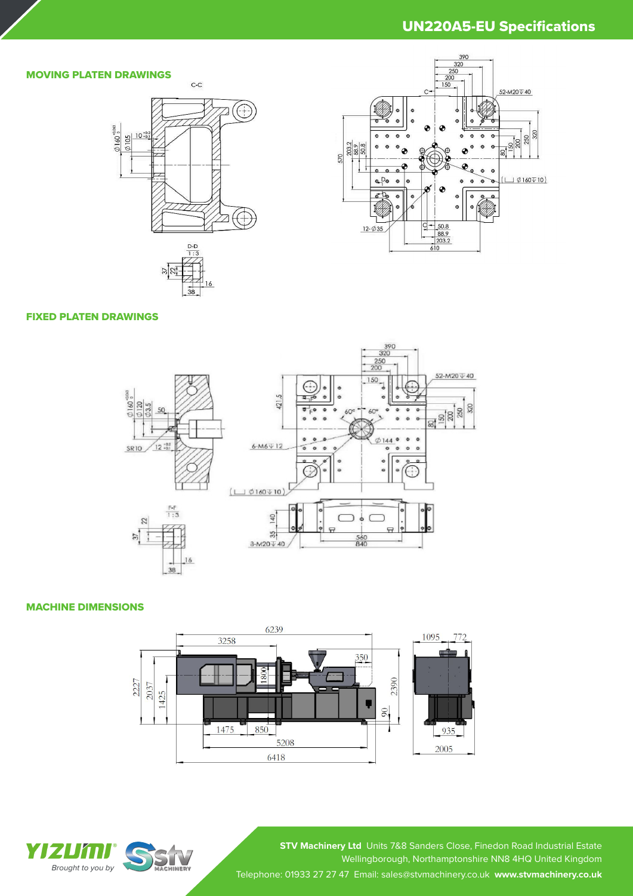# UN220A5-EU Specifications

## MOVING PLATEN DRAWINGS

## FIXED PLATEN DRAWINGS

## MACHINE DIMENSIONS

*Brought to you by*

**STV Machinery Ltd** Units 7&8 Sanders Close, Finedon Road Industrial Estate Wellingborough, Northamptonshire NN8 4HQ United Kingdom

Telephone: 01933 27 27 47 Email: sales@stvmachinery.co.uk **www.stvmachinery.co.uk**